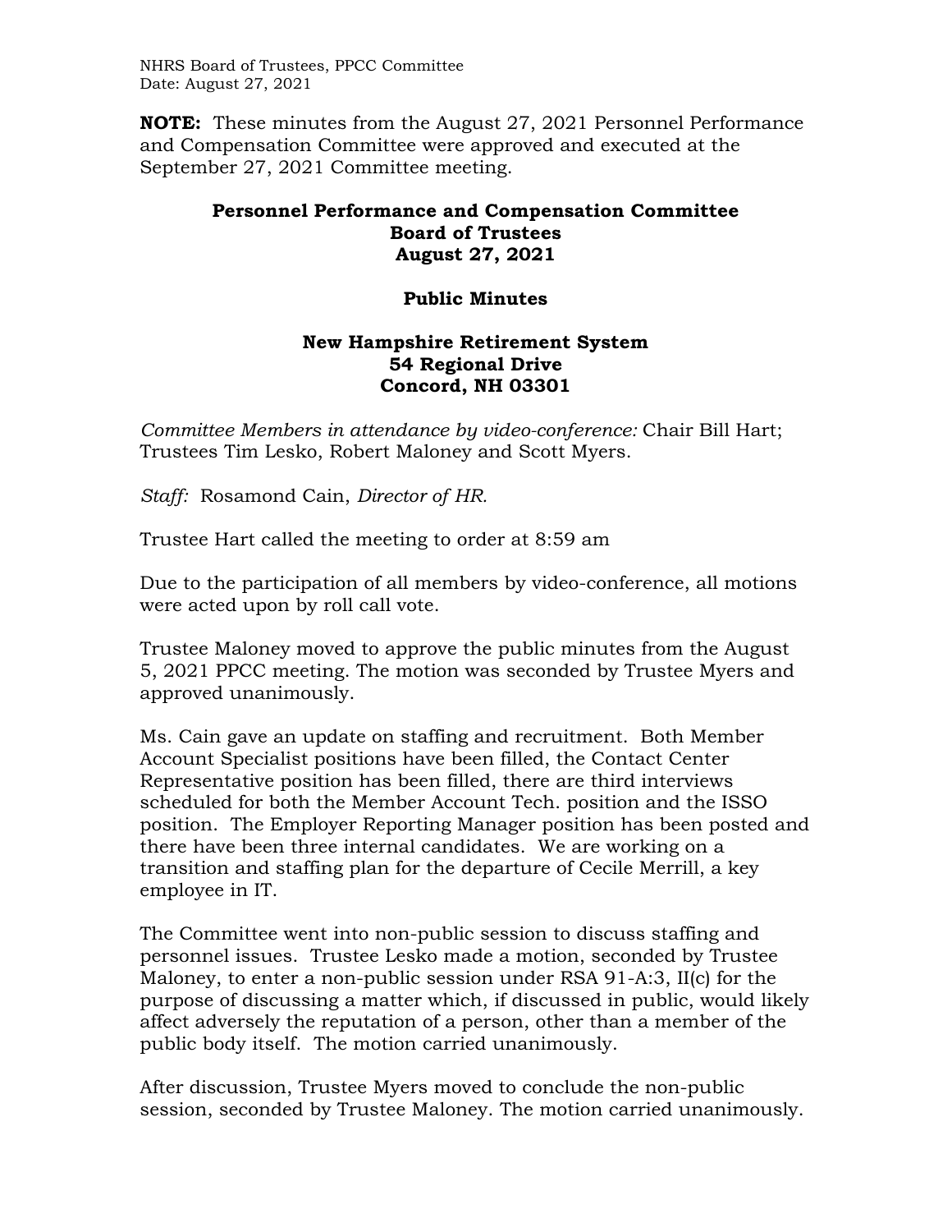**NOTE:** These minutes from the August 27, 2021 Personnel Performance and Compensation Committee were approved and executed at the September 27, 2021 Committee meeting.

# Personnel Performance and Compensation Committee
## Board of Trustees
## August 27, 2021

## Public Minutes

## New Hampshire Retirement System
## 54 Regional Drive
## Concord, NH 03301

*Committee Members in attendance by video-conference:* Chair Bill Hart; Trustees Tim Lesko, Robert Maloney and Scott Myers.

*Staff:* Rosamond Cain, *Director of HR.*

Trustee Hart called the meeting to order at 8:59 am

Due to the participation of all members by video-conference, all motions were acted upon by roll call vote.

Trustee Maloney moved to approve the public minutes from the August 5, 2021 PPCC meeting. The motion was seconded by Trustee Myers and approved unanimously.

Ms. Cain gave an update on staffing and recruitment. Both Member Account Specialist positions have been filled, the Contact Center Representative position has been filled, there are third interviews scheduled for both the Member Account Tech. position and the ISSO position. The Employer Reporting Manager position has been posted and there have been three internal candidates. We are working on a transition and staffing plan for the departure of Cecile Merrill, a key employee in IT.

The Committee went into non-public session to discuss staffing and personnel issues. Trustee Lesko made a motion, seconded by Trustee Maloney, to enter a non-public session under RSA 91-A:3, II(c) for the purpose of discussing a matter which, if discussed in public, would likely affect adversely the reputation of a person, other than a member of the public body itself. The motion carried unanimously.

After discussion, Trustee Myers moved to conclude the non-public session, seconded by Trustee Maloney. The motion carried unanimously.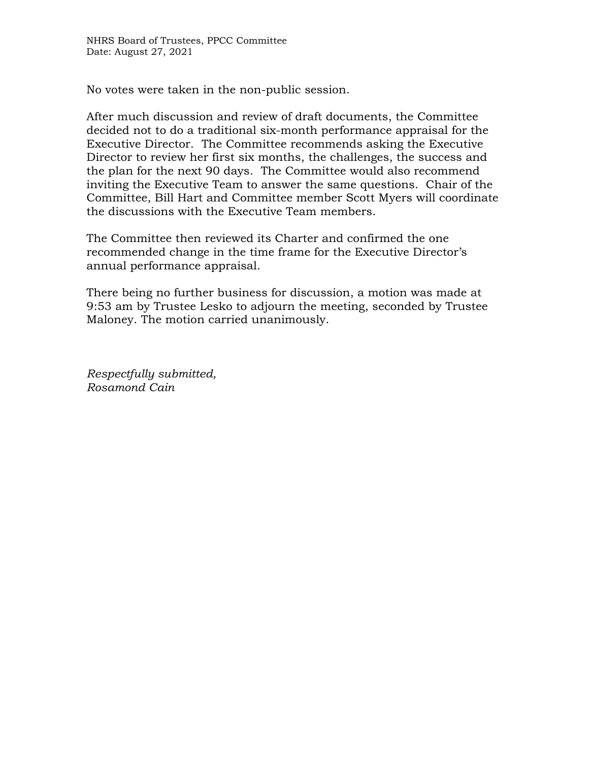No votes were taken in the non-public session.

After much discussion and review of draft documents, the Committee decided not to do a traditional six-month performance appraisal for the Executive Director. The Committee recommends asking the Executive Director to review her first six months, the challenges, the success and the plan for the next 90 days. The Committee would also recommend inviting the Executive Team to answer the same questions. Chair of the Committee, Bill Hart and Committee member Scott Myers will coordinate the discussions with the Executive Team members.

The Committee then reviewed its Charter and confirmed the one recommended change in the time frame for the Executive Director's annual performance appraisal.

There being no further business for discussion, a motion was made at 9:53 am by Trustee Lesko to adjourn the meeting, seconded by Trustee Maloney. The motion carried unanimously.

*Respectfully submitted,*
*Rosamond Cain*